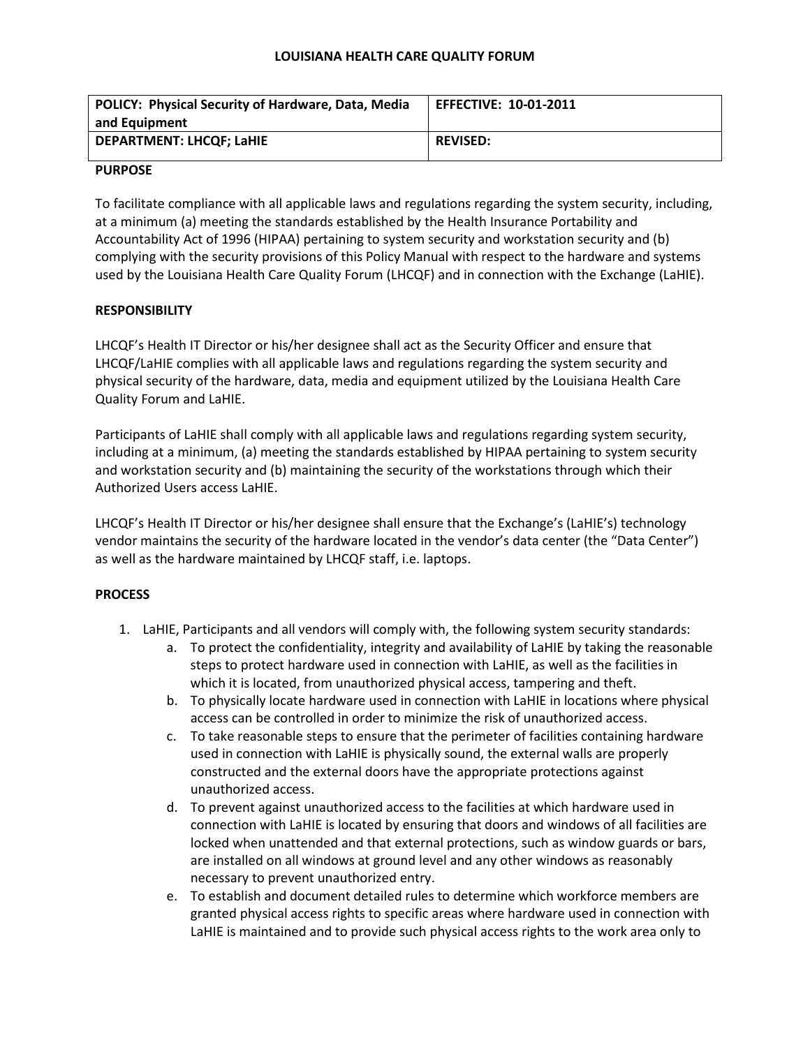# LOUISIANA HEALTH CARE QUALITY FORUM

| POLICY: Physical Security of Hardware, Data, Media and Equipment | EFFECTIVE: 10-01-2011 |
|---|---|
| DEPARTMENT: LHCQF; LaHIE | REVISED: |

**PURPOSE**

To facilitate compliance with all applicable laws and regulations regarding the system security, including, at a minimum (a) meeting the standards established by the Health Insurance Portability and Accountability Act of 1996 (HIPAA) pertaining to system security and workstation security and (b) complying with the security provisions of this Policy Manual with respect to the hardware and systems used by the Louisiana Health Care Quality Forum (LHCQF) and in connection with the Exchange (LaHIE).

**RESPONSIBILITY**

LHCQF's Health IT Director or his/her designee shall act as the Security Officer and ensure that LHCQF/LaHIE complies with all applicable laws and regulations regarding the system security and physical security of the hardware, data, media and equipment utilized by the Louisiana Health Care Quality Forum and LaHIE.

Participants of LaHIE shall comply with all applicable laws and regulations regarding system security, including at a minimum, (a) meeting the standards established by HIPAA pertaining to system security and workstation security and (b) maintaining the security of the workstations through which their Authorized Users access LaHIE.

LHCQF's Health IT Director or his/her designee shall ensure that the Exchange's (LaHIE's) technology vendor maintains the security of the hardware located in the vendor's data center (the "Data Center") as well as the hardware maintained by LHCQF staff, i.e. laptops.

**PROCESS**

1. LaHIE, Participants and all vendors will comply with, the following system security standards:
   a. To protect the confidentiality, integrity and availability of LaHIE by taking the reasonable steps to protect hardware used in connection with LaHIE, as well as the facilities in which it is located, from unauthorized physical access, tampering and theft.
   b. To physically locate hardware used in connection with LaHIE in locations where physical access can be controlled in order to minimize the risk of unauthorized access.
   c. To take reasonable steps to ensure that the perimeter of facilities containing hardware used in connection with LaHIE is physically sound, the external walls are properly constructed and the external doors have the appropriate protections against unauthorized access.
   d. To prevent against unauthorized access to the facilities at which hardware used in connection with LaHIE is located by ensuring that doors and windows of all facilities are locked when unattended and that external protections, such as window guards or bars, are installed on all windows at ground level and any other windows as reasonably necessary to prevent unauthorized entry.
   e. To establish and document detailed rules to determine which workforce members are granted physical access rights to specific areas where hardware used in connection with LaHIE is maintained and to provide such physical access rights to the work area only to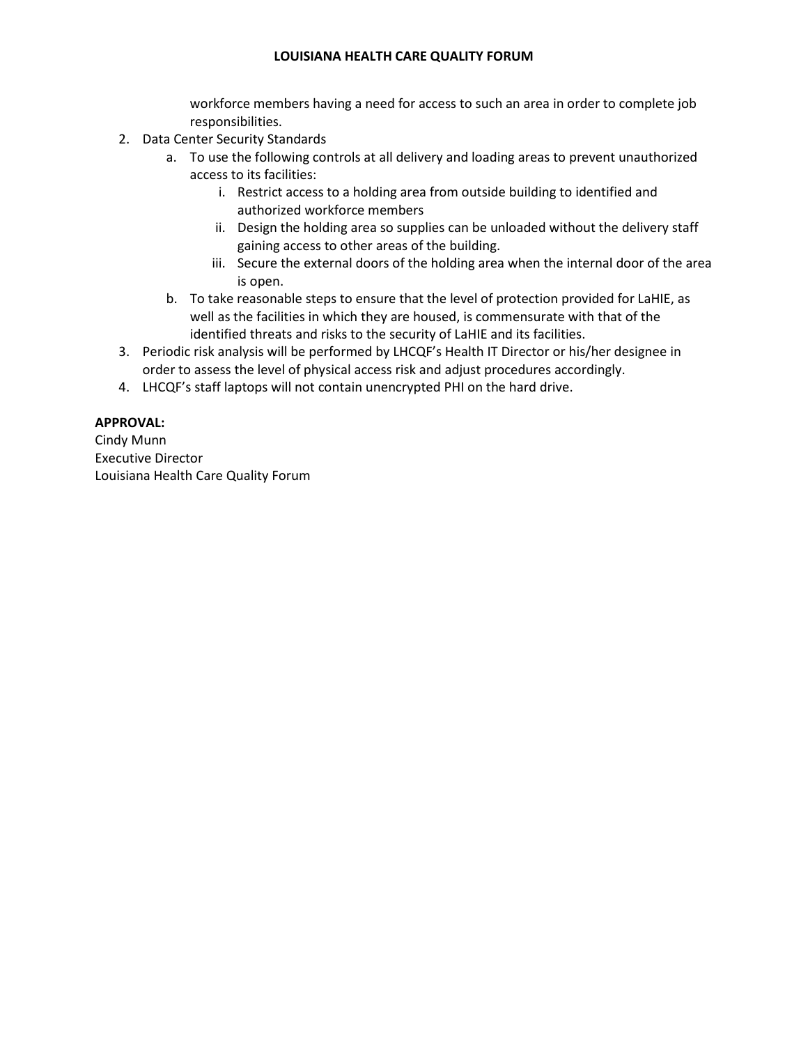workforce members having a need for access to such an area in order to complete job responsibilities.

2. Data Center Security Standards
   a. To use the following controls at all delivery and loading areas to prevent unauthorized access to its facilities:
      i. Restrict access to a holding area from outside building to identified and authorized workforce members
      ii. Design the holding area so supplies can be unloaded without the delivery staff gaining access to other areas of the building.
      iii. Secure the external doors of the holding area when the internal door of the area is open.
   b. To take reasonable steps to ensure that the level of protection provided for LaHIE, as well as the facilities in which they are housed, is commensurate with that of the identified threats and risks to the security of LaHIE and its facilities.
3. Periodic risk analysis will be performed by LHCQF's Health IT Director or his/her designee in order to assess the level of physical access risk and adjust procedures accordingly.
4. LHCQF's staff laptops will not contain unencrypted PHI on the hard drive.

**APPROVAL:**
Cindy Munn
Executive Director
Louisiana Health Care Quality Forum